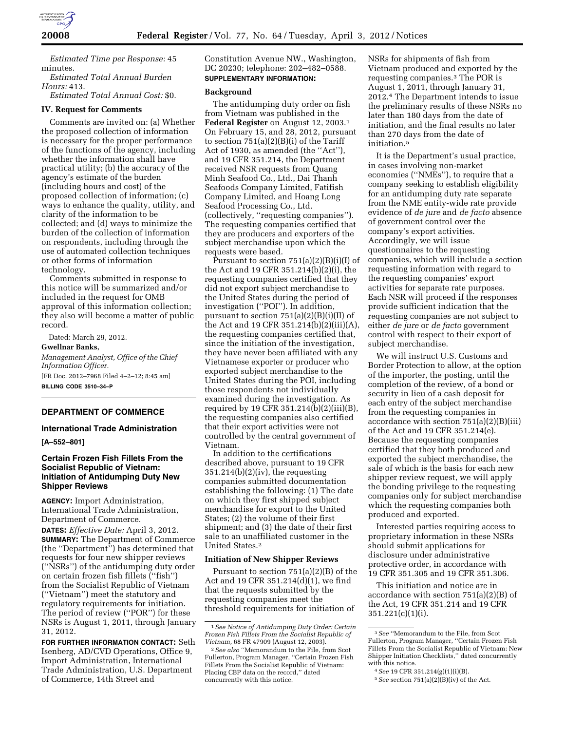*Estimated Time per Response:* 45 minutes.

*Estimated Total Annual Burden Hours:* 413.

*Estimated Total Annual Cost:* $0.

### IV. Request for Comments

Comments are invited on: (a) Whether the proposed collection of information is necessary for the proper performance of the functions of the agency, including whether the information shall have practical utility; (b) the accuracy of the agency's estimate of the burden (including hours and cost) of the proposed collection of information; (c) ways to enhance the quality, utility, and clarity of the information to be collected; and (d) ways to minimize the burden of the collection of information on respondents, including through the use of automated collection techniques or other forms of information technology.

Comments submitted in response to this notice will be summarized and/or included in the request for OMB approval of this information collection; they also will become a matter of public record.

Dated: March 29, 2012.

**Gwellnar Banks,**

*Management Analyst, Office of the Chief Information Officer.*

[FR Doc. 2012–7968 Filed 4–2–12; 8:45 am]

**BILLING CODE 3510–34–P**

---

## DEPARTMENT OF COMMERCE

### International Trade Administration

**[A–552–801]**

### Certain Frozen Fish Fillets From the Socialist Republic of Vietnam: Initiation of Antidumping Duty New Shipper Reviews

**AGENCY:** Import Administration, International Trade Administration, Department of Commerce.

**DATES:** *Effective Date:* April 3, 2012.

**SUMMARY:** The Department of Commerce (the "Department") has determined that requests for four new shipper reviews ("NSRs") of the antidumping duty order on certain frozen fish fillets ("fish") from the Socialist Republic of Vietnam ("Vietnam") meet the statutory and regulatory requirements for initiation. The period of review ("POR") for these NSRs is August 1, 2011, through January 31, 2012.

**FOR FURTHER INFORMATION CONTACT:** Seth Isenberg, AD/CVD Operations, Office 9, Import Administration, International Trade Administration, U.S. Department of Commerce, 14th Street and Constitution Avenue NW., Washington, DC 20230; telephone: 202–482–0588.

**SUPPLEMENTARY INFORMATION:**

### Background

The antidumping duty order on fish from Vietnam was published in the **Federal Register** on August 12, 2003.[1] On February 15, and 28, 2012, pursuant to section 751(a)(2)(B)(i) of the Tariff Act of 1930, as amended (the "Act"), and 19 CFR 351.214, the Department received NSR requests from Quang Minh Seafood Co., Ltd., Dai Thanh Seafoods Company Limited, Fatifish Company Limited, and Hoang Long Seafood Processing Co., Ltd. (collectively, "requesting companies"). The requesting companies certified that they are producers and exporters of the subject merchandise upon which the requests were based.

Pursuant to section 751(a)(2)(B)(i)(I) of the Act and 19 CFR 351.214(b)(2)(i), the requesting companies certified that they did not export subject merchandise to the United States during the period of investigation ("POI"). In addition, pursuant to section 751(a)(2)(B)(i)(II) of the Act and 19 CFR 351.214(b)(2)(iii)(A), the requesting companies certified that, since the initiation of the investigation, they have never been affiliated with any Vietnamese exporter or producer who exported subject merchandise to the United States during the POI, including those respondents not individually examined during the investigation. As required by 19 CFR 351.214(b)(2)(iii)(B), the requesting companies also certified that their export activities were not controlled by the central government of Vietnam.

In addition to the certifications described above, pursuant to 19 CFR 351.214(b)(2)(iv), the requesting companies submitted documentation establishing the following: (1) The date on which they first shipped subject merchandise for export to the United States; (2) the volume of their first shipment; and (3) the date of their first sale to an unaffiliated customer in the United States.[2]

### Initiation of New Shipper Reviews

Pursuant to section 751(a)(2)(B) of the Act and 19 CFR 351.214(d)(1), we find that the requests submitted by the requesting companies meet the threshold requirements for initiation of NSRs for shipments of fish from Vietnam produced and exported by the requesting companies.[3] The POR is August 1, 2011, through January 31, 2012.[4] The Department intends to issue the preliminary results of these NSRs no later than 180 days from the date of initiation, and the final results no later than 270 days from the date of initiation.[5]

It is the Department's usual practice, in cases involving non-market economies ("NMEs"), to require that a company seeking to establish eligibility for an antidumping duty rate separate from the NME entity-wide rate provide evidence of *de jure* and *de facto* absence of government control over the company's export activities. Accordingly, we will issue questionnaires to the requesting companies, which will include a section requesting information with regard to the requesting companies' export activities for separate rate purposes. Each NSR will proceed if the responses provide sufficient indication that the requesting companies are not subject to either *de jure* or *de facto* government control with respect to their export of subject merchandise.

We will instruct U.S. Customs and Border Protection to allow, at the option of the importer, the posting, until the completion of the review, of a bond or security in lieu of a cash deposit for each entry of the subject merchandise from the requesting companies in accordance with section 751(a)(2)(B)(iii) of the Act and 19 CFR 351.214(e). Because the requesting companies certified that they both produced and exported the subject merchandise, the sale of which is the basis for each new shipper review request, we will apply the bonding privilege to the requesting companies only for subject merchandise which the requesting companies both produced and exported.

Interested parties requiring access to proprietary information in these NSRs should submit applications for disclosure under administrative protective order, in accordance with 19 CFR 351.305 and 19 CFR 351.306.

This initiation and notice are in accordance with section 751(a)(2)(B) of the Act, 19 CFR 351.214 and 19 CFR 351.221(c)(1)(i).

---

[1] *See Notice of Antidumping Duty Order: Certain Frozen Fish Fillets From the Socialist Republic of Vietnam,* 68 FR 47909 (August 12, 2003).

[2] *See also* "Memorandum to the File, from Scot Fullerton, Program Manager, "Certain Frozen Fish Fillets From the Socialist Republic of Vietnam: Placing CBP data on the record," dated concurrently with this notice.

[3] *See* "Memorandum to the File, from Scot Fullerton, Program Manager, "Certain Frozen Fish Fillets From the Socialist Republic of Vietnam: New Shipper Initiation Checklists," dated concurrently with this notice.

[4] *See* 19 CFR 351.214(g)(1)(i)(B).

[5] *See* section 751(a)(2)(B)(iv) of the Act.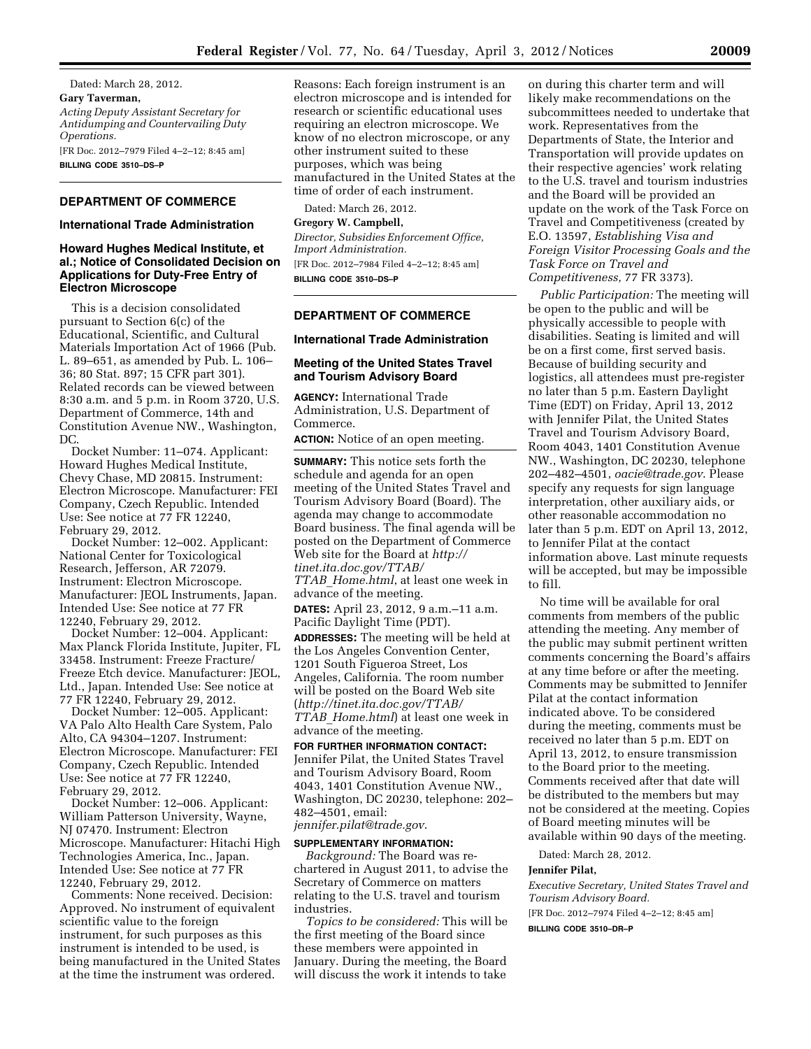Dated: March 28, 2012.

**Gary Taverman,**

*Acting Deputy Assistant Secretary for Antidumping and Countervailing Duty Operations.*

[FR Doc. 2012–7979 Filed 4–2–12; 8:45 am]

**BILLING CODE 3510–DS–P**

## DEPARTMENT OF COMMERCE

### International Trade Administration

### Howard Hughes Medical Institute, et al.; Notice of Consolidated Decision on Applications for Duty-Free Entry of Electron Microscope

This is a decision consolidated pursuant to Section 6(c) of the Educational, Scientific, and Cultural Materials Importation Act of 1966 (Pub. L. 89–651, as amended by Pub. L. 106–36; 80 Stat. 897; 15 CFR part 301). Related records can be viewed between 8:30 a.m. and 5 p.m. in Room 3720, U.S. Department of Commerce, 14th and Constitution Avenue NW., Washington, DC.

Docket Number: 11–074. Applicant: Howard Hughes Medical Institute, Chevy Chase, MD 20815. Instrument: Electron Microscope. Manufacturer: FEI Company, Czech Republic. Intended Use: See notice at 77 FR 12240, February 29, 2012.

Docket Number: 12–002. Applicant: National Center for Toxicological Research, Jefferson, AR 72079. Instrument: Electron Microscope. Manufacturer: JEOL Instruments, Japan. Intended Use: See notice at 77 FR 12240, February 29, 2012.

Docket Number: 12–004. Applicant: Max Planck Florida Institute, Jupiter, FL 33458. Instrument: Freeze Fracture/Freeze Etch device. Manufacturer: JEOL, Ltd., Japan. Intended Use: See notice at 77 FR 12240, February 29, 2012.

Docket Number: 12–005. Applicant: VA Palo Alto Health Care System, Palo Alto, CA 94304–1207. Instrument: Electron Microscope. Manufacturer: FEI Company, Czech Republic. Intended Use: See notice at 77 FR 12240, February 29, 2012.

Docket Number: 12–006. Applicant: William Patterson University, Wayne, NJ 07470. Instrument: Electron Microscope. Manufacturer: Hitachi High Technologies America, Inc., Japan. Intended Use: See notice at 77 FR 12240, February 29, 2012.

Comments: None received. Decision: Approved. No instrument of equivalent scientific value to the foreign instrument, for such purposes as this instrument is intended to be used, is being manufactured in the United States at the time the instrument was ordered. Reasons: Each foreign instrument is an electron microscope and is intended for research or scientific educational uses requiring an electron microscope. We know of no electron microscope, or any other instrument suited to these purposes, which was being manufactured in the United States at the time of order of each instrument.

Dated: March 26, 2012.

**Gregory W. Campbell,**

*Director, Subsidies Enforcement Office, Import Administration.*

[FR Doc. 2012–7984 Filed 4–2–12; 8:45 am]

**BILLING CODE 3510–DS–P**

## DEPARTMENT OF COMMERCE

### International Trade Administration

### Meeting of the United States Travel and Tourism Advisory Board

**AGENCY:** International Trade Administration, U.S. Department of Commerce.

**ACTION:** Notice of an open meeting.

**SUMMARY:** This notice sets forth the schedule and agenda for an open meeting of the United States Travel and Tourism Advisory Board (Board). The agenda may change to accommodate Board business. The final agenda will be posted on the Department of Commerce Web site for the Board at *http://tinet.ita.doc.gov/TTAB/TTAB_Home.html*, at least one week in advance of the meeting.

**DATES:** April 23, 2012, 9 a.m.–11 a.m. Pacific Daylight Time (PDT).

**ADDRESSES:** The meeting will be held at the Los Angeles Convention Center, 1201 South Figueroa Street, Los Angeles, California. The room number will be posted on the Board Web site (*http://tinet.ita.doc.gov/TTAB/TTAB_Home.html*) at least one week in advance of the meeting.

**FOR FURTHER INFORMATION CONTACT:** Jennifer Pilat, the United States Travel and Tourism Advisory Board, Room 4043, 1401 Constitution Avenue NW., Washington, DC 20230, telephone: 202–482–4501, email: *jennifer.pilat@trade.gov*.

**SUPPLEMENTARY INFORMATION:**

*Background:* The Board was re-chartered in August 2011, to advise the Secretary of Commerce on matters relating to the U.S. travel and tourism industries.

*Topics to be considered:* This will be the first meeting of the Board since these members were appointed in January. During the meeting, the Board will discuss the work it intends to take on during this charter term and will likely make recommendations on the subcommittees needed to undertake that work. Representatives from the Departments of State, the Interior and Transportation will provide updates on their respective agencies' work relating to the U.S. travel and tourism industries and the Board will be provided an update on the work of the Task Force on Travel and Competitiveness (created by E.O. 13597, *Establishing Visa and Foreign Visitor Processing Goals and the Task Force on Travel and Competitiveness,* 77 FR 3373).

*Public Participation:* The meeting will be open to the public and will be physically accessible to people with disabilities. Seating is limited and will be on a first come, first served basis. Because of building security and logistics, all attendees must pre-register no later than 5 p.m. Eastern Daylight Time (EDT) on Friday, April 13, 2012 with Jennifer Pilat, the United States Travel and Tourism Advisory Board, Room 4043, 1401 Constitution Avenue NW., Washington, DC 20230, telephone 202–482–4501, *oacie@trade.gov*. Please specify any requests for sign language interpretation, other auxiliary aids, or other reasonable accommodation no later than 5 p.m. EDT on April 13, 2012, to Jennifer Pilat at the contact information above. Last minute requests will be accepted, but may be impossible to fill.

No time will be available for oral comments from members of the public attending the meeting. Any member of the public may submit pertinent written comments concerning the Board's affairs at any time before or after the meeting. Comments may be submitted to Jennifer Pilat at the contact information indicated above. To be considered during the meeting, comments must be received no later than 5 p.m. EDT on April 13, 2012, to ensure transmission to the Board prior to the meeting. Comments received after that date will be distributed to the members but may not be considered at the meeting. Copies of Board meeting minutes will be available within 90 days of the meeting.

Dated: March 28, 2012.

**Jennifer Pilat,**

*Executive Secretary, United States Travel and Tourism Advisory Board.*

[FR Doc. 2012–7974 Filed 4–2–12; 8:45 am]

**BILLING CODE 3510–DR–P**